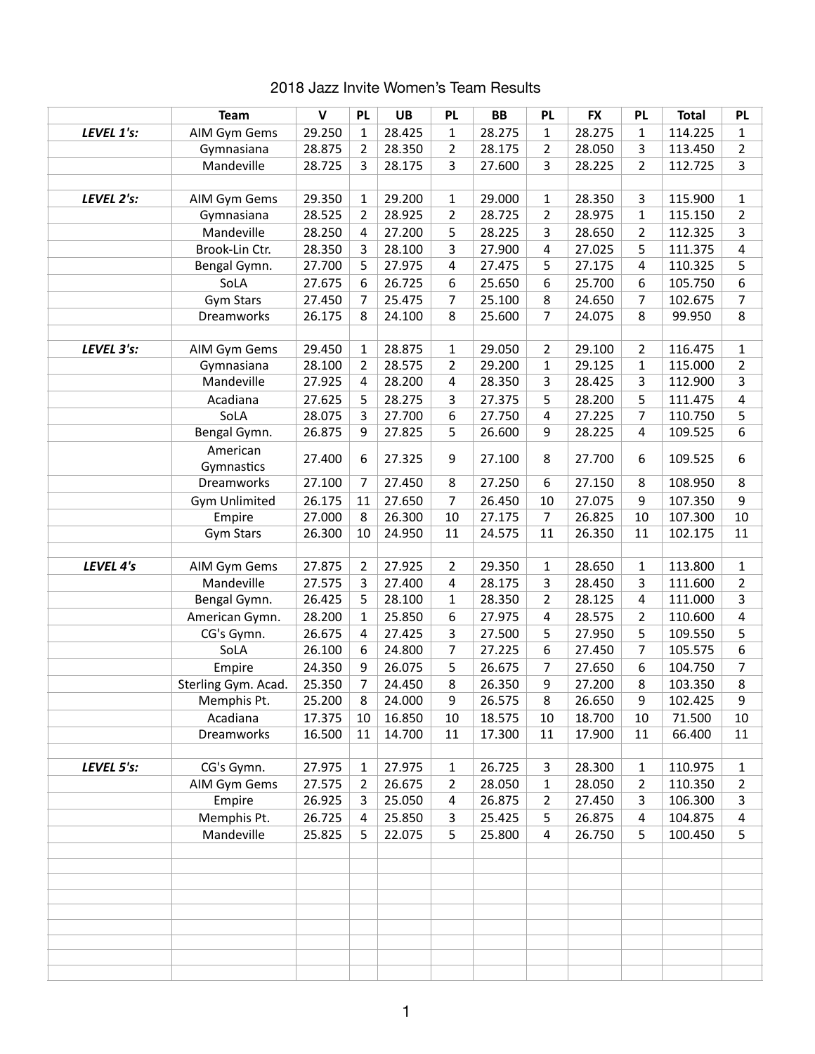# 2018 Jazz Invite Women's Team Results

| | Team | V | PL | UB | PL | BB | PL | FX | PL | Total | PL |
|---|---|---|---|---|---|---|---|---|---|---|---|
| ***LEVEL 1's:*** | AIM Gym Gems | 29.250 | 1 | 28.425 | 1 | 28.275 | 1 | 28.275 | 1 | 114.225 | 1 |
| | Gymnasiana | 28.875 | 2 | 28.350 | 2 | 28.175 | 2 | 28.050 | 3 | 113.450 | 2 |
| | Mandeville | 28.725 | 3 | 28.175 | 3 | 27.600 | 3 | 28.225 | 2 | 112.725 | 3 |
| | | | | | | | | | | | |
| ***LEVEL 2's:*** | AIM Gym Gems | 29.350 | 1 | 29.200 | 1 | 29.000 | 1 | 28.350 | 3 | 115.900 | 1 |
| | Gymnasiana | 28.525 | 2 | 28.925 | 2 | 28.725 | 2 | 28.975 | 1 | 115.150 | 2 |
| | Mandeville | 28.250 | 4 | 27.200 | 5 | 28.225 | 3 | 28.650 | 2 | 112.325 | 3 |
| | Brook-Lin Ctr. | 28.350 | 3 | 28.100 | 3 | 27.900 | 4 | 27.025 | 5 | 111.375 | 4 |
| | Bengal Gymn. | 27.700 | 5 | 27.975 | 4 | 27.475 | 5 | 27.175 | 4 | 110.325 | 5 |
| | SoLA | 27.675 | 6 | 26.725 | 6 | 25.650 | 6 | 25.700 | 6 | 105.750 | 6 |
| | Gym Stars | 27.450 | 7 | 25.475 | 7 | 25.100 | 8 | 24.650 | 7 | 102.675 | 7 |
| | Dreamworks | 26.175 | 8 | 24.100 | 8 | 25.600 | 7 | 24.075 | 8 | 99.950 | 8 |
| | | | | | | | | | | | |
| ***LEVEL 3's:*** | AIM Gym Gems | 29.450 | 1 | 28.875 | 1 | 29.050 | 2 | 29.100 | 2 | 116.475 | 1 |
| | Gymnasiana | 28.100 | 2 | 28.575 | 2 | 29.200 | 1 | 29.125 | 1 | 115.000 | 2 |
| | Mandeville | 27.925 | 4 | 28.200 | 4 | 28.350 | 3 | 28.425 | 3 | 112.900 | 3 |
| | Acadiana | 27.625 | 5 | 28.275 | 3 | 27.375 | 5 | 28.200 | 5 | 111.475 | 4 |
| | SoLA | 28.075 | 3 | 27.700 | 6 | 27.750 | 4 | 27.225 | 7 | 110.750 | 5 |
| | Bengal Gymn. | 26.875 | 9 | 27.825 | 5 | 26.600 | 9 | 28.225 | 4 | 109.525 | 6 |
| | American Gymnastics | 27.400 | 6 | 27.325 | 9 | 27.100 | 8 | 27.700 | 6 | 109.525 | 6 |
| | Dreamworks | 27.100 | 7 | 27.450 | 8 | 27.250 | 6 | 27.150 | 8 | 108.950 | 8 |
| | Gym Unlimited | 26.175 | 11 | 27.650 | 7 | 26.450 | 10 | 27.075 | 9 | 107.350 | 9 |
| | Empire | 27.000 | 8 | 26.300 | 10 | 27.175 | 7 | 26.825 | 10 | 107.300 | 10 |
| | Gym Stars | 26.300 | 10 | 24.950 | 11 | 24.575 | 11 | 26.350 | 11 | 102.175 | 11 |
| | | | | | | | | | | | |
| ***LEVEL 4's*** | AIM Gym Gems | 27.875 | 2 | 27.925 | 2 | 29.350 | 1 | 28.650 | 1 | 113.800 | 1 |
| | Mandeville | 27.575 | 3 | 27.400 | 4 | 28.175 | 3 | 28.450 | 3 | 111.600 | 2 |
| | Bengal Gymn. | 26.425 | 5 | 28.100 | 1 | 28.350 | 2 | 28.125 | 4 | 111.000 | 3 |
| | American Gymn. | 28.200 | 1 | 25.850 | 6 | 27.975 | 4 | 28.575 | 2 | 110.600 | 4 |
| | CG's Gymn. | 26.675 | 4 | 27.425 | 3 | 27.500 | 5 | 27.950 | 5 | 109.550 | 5 |
| | SoLA | 26.100 | 6 | 24.800 | 7 | 27.225 | 6 | 27.450 | 7 | 105.575 | 6 |
| | Empire | 24.350 | 9 | 26.075 | 5 | 26.675 | 7 | 27.650 | 6 | 104.750 | 7 |
| | Sterling Gym. Acad. | 25.350 | 7 | 24.450 | 8 | 26.350 | 9 | 27.200 | 8 | 103.350 | 8 |
| | Memphis Pt. | 25.200 | 8 | 24.000 | 9 | 26.575 | 8 | 26.650 | 9 | 102.425 | 9 |
| | Acadiana | 17.375 | 10 | 16.850 | 10 | 18.575 | 10 | 18.700 | 10 | 71.500 | 10 |
| | Dreamworks | 16.500 | 11 | 14.700 | 11 | 17.300 | 11 | 17.900 | 11 | 66.400 | 11 |
| | | | | | | | | | | | |
| ***LEVEL 5's:*** | CG's Gymn. | 27.975 | 1 | 27.975 | 1 | 26.725 | 3 | 28.300 | 1 | 110.975 | 1 |
| | AIM Gym Gems | 27.575 | 2 | 26.675 | 2 | 28.050 | 1 | 28.050 | 2 | 110.350 | 2 |
| | Empire | 26.925 | 3 | 25.050 | 4 | 26.875 | 2 | 27.450 | 3 | 106.300 | 3 |
| | Memphis Pt. | 26.725 | 4 | 25.850 | 3 | 25.425 | 5 | 26.875 | 4 | 104.875 | 4 |
| | Mandeville | 25.825 | 5 | 22.075 | 5 | 25.800 | 4 | 26.750 | 5 | 100.450 | 5 |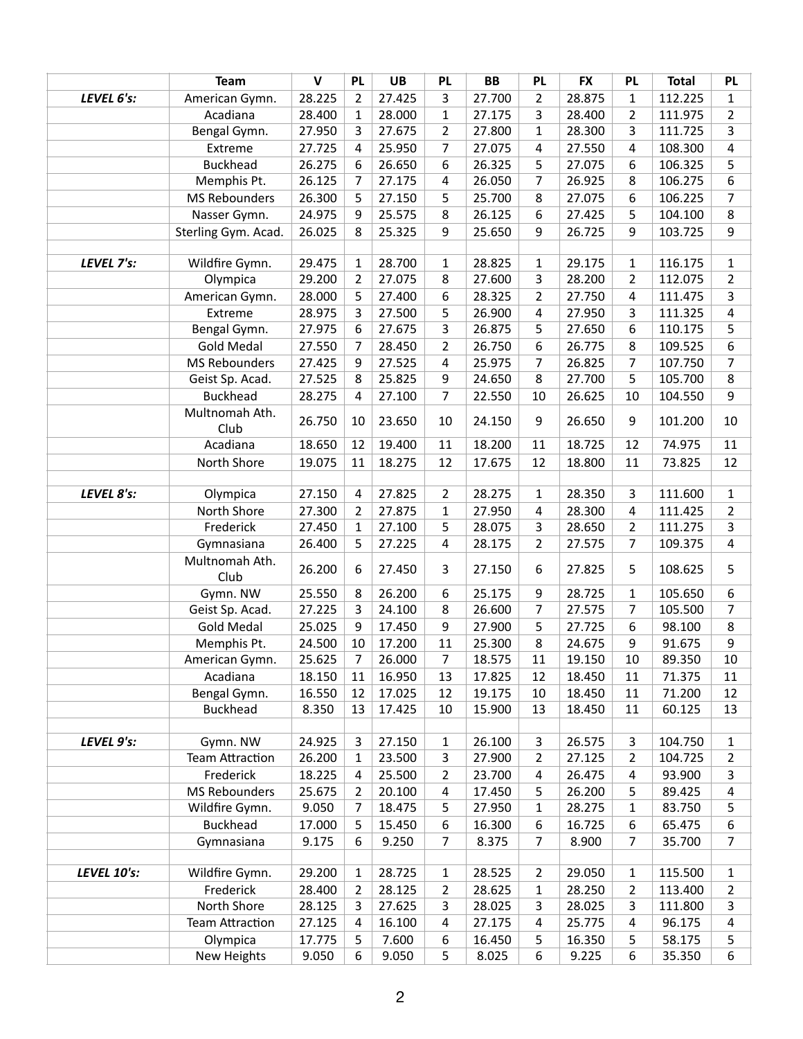| | Team | V | PL | UB | PL | BB | PL | FX | PL | Total | PL |
|---|---|---|---|---|---|---|---|---|---|---|---|
| *LEVEL 6's:* | American Gymn. | 28.225 | 2 | 27.425 | 3 | 27.700 | 2 | 28.875 | 1 | 112.225 | 1 |
| | Acadiana | 28.400 | 1 | 28.000 | 1 | 27.175 | 3 | 28.400 | 2 | 111.975 | 2 |
| | Bengal Gymn. | 27.950 | 3 | 27.675 | 2 | 27.800 | 1 | 28.300 | 3 | 111.725 | 3 |
| | Extreme | 27.725 | 4 | 25.950 | 7 | 27.075 | 4 | 27.550 | 4 | 108.300 | 4 |
| | Buckhead | 26.275 | 6 | 26.650 | 6 | 26.325 | 5 | 27.075 | 6 | 106.325 | 5 |
| | Memphis Pt. | 26.125 | 7 | 27.175 | 4 | 26.050 | 7 | 26.925 | 8 | 106.275 | 6 |
| | MS Rebounders | 26.300 | 5 | 27.150 | 5 | 25.700 | 8 | 27.075 | 6 | 106.225 | 7 |
| | Nasser Gymn. | 24.975 | 9 | 25.575 | 8 | 26.125 | 6 | 27.425 | 5 | 104.100 | 8 |
| | Sterling Gym. Acad. | 26.025 | 8 | 25.325 | 9 | 25.650 | 9 | 26.725 | 9 | 103.725 | 9 |
| | | | | | | | | | | | |
| *LEVEL 7's:* | Wildfire Gymn. | 29.475 | 1 | 28.700 | 1 | 28.825 | 1 | 29.175 | 1 | 116.175 | 1 |
| | Olympica | 29.200 | 2 | 27.075 | 8 | 27.600 | 3 | 28.200 | 2 | 112.075 | 2 |
| | American Gymn. | 28.000 | 5 | 27.400 | 6 | 28.325 | 2 | 27.750 | 4 | 111.475 | 3 |
| | Extreme | 28.975 | 3 | 27.500 | 5 | 26.900 | 4 | 27.950 | 3 | 111.325 | 4 |
| | Bengal Gymn. | 27.975 | 6 | 27.675 | 3 | 26.875 | 5 | 27.650 | 6 | 110.175 | 5 |
| | Gold Medal | 27.550 | 7 | 28.450 | 2 | 26.750 | 6 | 26.775 | 8 | 109.525 | 6 |
| | MS Rebounders | 27.425 | 9 | 27.525 | 4 | 25.975 | 7 | 26.825 | 7 | 107.750 | 7 |
| | Geist Sp. Acad. | 27.525 | 8 | 25.825 | 9 | 24.650 | 8 | 27.700 | 5 | 105.700 | 8 |
| | Buckhead | 28.275 | 4 | 27.100 | 7 | 22.550 | 10 | 26.625 | 10 | 104.550 | 9 |
| | Multnomah Ath. Club | 26.750 | 10 | 23.650 | 10 | 24.150 | 9 | 26.650 | 9 | 101.200 | 10 |
| | Acadiana | 18.650 | 12 | 19.400 | 11 | 18.200 | 11 | 18.725 | 12 | 74.975 | 11 |
| | North Shore | 19.075 | 11 | 18.275 | 12 | 17.675 | 12 | 18.800 | 11 | 73.825 | 12 |
| | | | | | | | | | | | |
| *LEVEL 8's:* | Olympica | 27.150 | 4 | 27.825 | 2 | 28.275 | 1 | 28.350 | 3 | 111.600 | 1 |
| | North Shore | 27.300 | 2 | 27.875 | 1 | 27.950 | 4 | 28.300 | 4 | 111.425 | 2 |
| | Frederick | 27.450 | 1 | 27.100 | 5 | 28.075 | 3 | 28.650 | 2 | 111.275 | 3 |
| | Gymnasiana | 26.400 | 5 | 27.225 | 4 | 28.175 | 2 | 27.575 | 7 | 109.375 | 4 |
| | Multnomah Ath. Club | 26.200 | 6 | 27.450 | 3 | 27.150 | 6 | 27.825 | 5 | 108.625 | 5 |
| | Gymn. NW | 25.550 | 8 | 26.200 | 6 | 25.175 | 9 | 28.725 | 1 | 105.650 | 6 |
| | Geist Sp. Acad. | 27.225 | 3 | 24.100 | 8 | 26.600 | 7 | 27.575 | 7 | 105.500 | 7 |
| | Gold Medal | 25.025 | 9 | 17.450 | 9 | 27.900 | 5 | 27.725 | 6 | 98.100 | 8 |
| | Memphis Pt. | 24.500 | 10 | 17.200 | 11 | 25.300 | 8 | 24.675 | 9 | 91.675 | 9 |
| | American Gymn. | 25.625 | 7 | 26.000 | 7 | 18.575 | 11 | 19.150 | 10 | 89.350 | 10 |
| | Acadiana | 18.150 | 11 | 16.950 | 13 | 17.825 | 12 | 18.450 | 11 | 71.375 | 11 |
| | Bengal Gymn. | 16.550 | 12 | 17.025 | 12 | 19.175 | 10 | 18.450 | 11 | 71.200 | 12 |
| | Buckhead | 8.350 | 13 | 17.425 | 10 | 15.900 | 13 | 18.450 | 11 | 60.125 | 13 |
| | | | | | | | | | | | |
| *LEVEL 9's:* | Gymn. NW | 24.925 | 3 | 27.150 | 1 | 26.100 | 3 | 26.575 | 3 | 104.750 | 1 |
| | Team Attraction | 26.200 | 1 | 23.500 | 3 | 27.900 | 2 | 27.125 | 2 | 104.725 | 2 |
| | Frederick | 18.225 | 4 | 25.500 | 2 | 23.700 | 4 | 26.475 | 4 | 93.900 | 3 |
| | MS Rebounders | 25.675 | 2 | 20.100 | 4 | 17.450 | 5 | 26.200 | 5 | 89.425 | 4 |
| | Wildfire Gymn. | 9.050 | 7 | 18.475 | 5 | 27.950 | 1 | 28.275 | 1 | 83.750 | 5 |
| | Buckhead | 17.000 | 5 | 15.450 | 6 | 16.300 | 6 | 16.725 | 6 | 65.475 | 6 |
| | Gymnasiana | 9.175 | 6 | 9.250 | 7 | 8.375 | 7 | 8.900 | 7 | 35.700 | 7 |
| | | | | | | | | | | | |
| *LEVEL 10's:* | Wildfire Gymn. | 29.200 | 1 | 28.725 | 1 | 28.525 | 2 | 29.050 | 1 | 115.500 | 1 |
| | Frederick | 28.400 | 2 | 28.125 | 2 | 28.625 | 1 | 28.250 | 2 | 113.400 | 2 |
| | North Shore | 28.125 | 3 | 27.625 | 3 | 28.025 | 3 | 28.025 | 3 | 111.800 | 3 |
| | Team Attraction | 27.125 | 4 | 16.100 | 4 | 27.175 | 4 | 25.775 | 4 | 96.175 | 4 |
| | Olympica | 17.775 | 5 | 7.600 | 6 | 16.450 | 5 | 16.350 | 5 | 58.175 | 5 |
| | New Heights | 9.050 | 6 | 9.050 | 5 | 8.025 | 6 | 9.225 | 6 | 35.350 | 6 |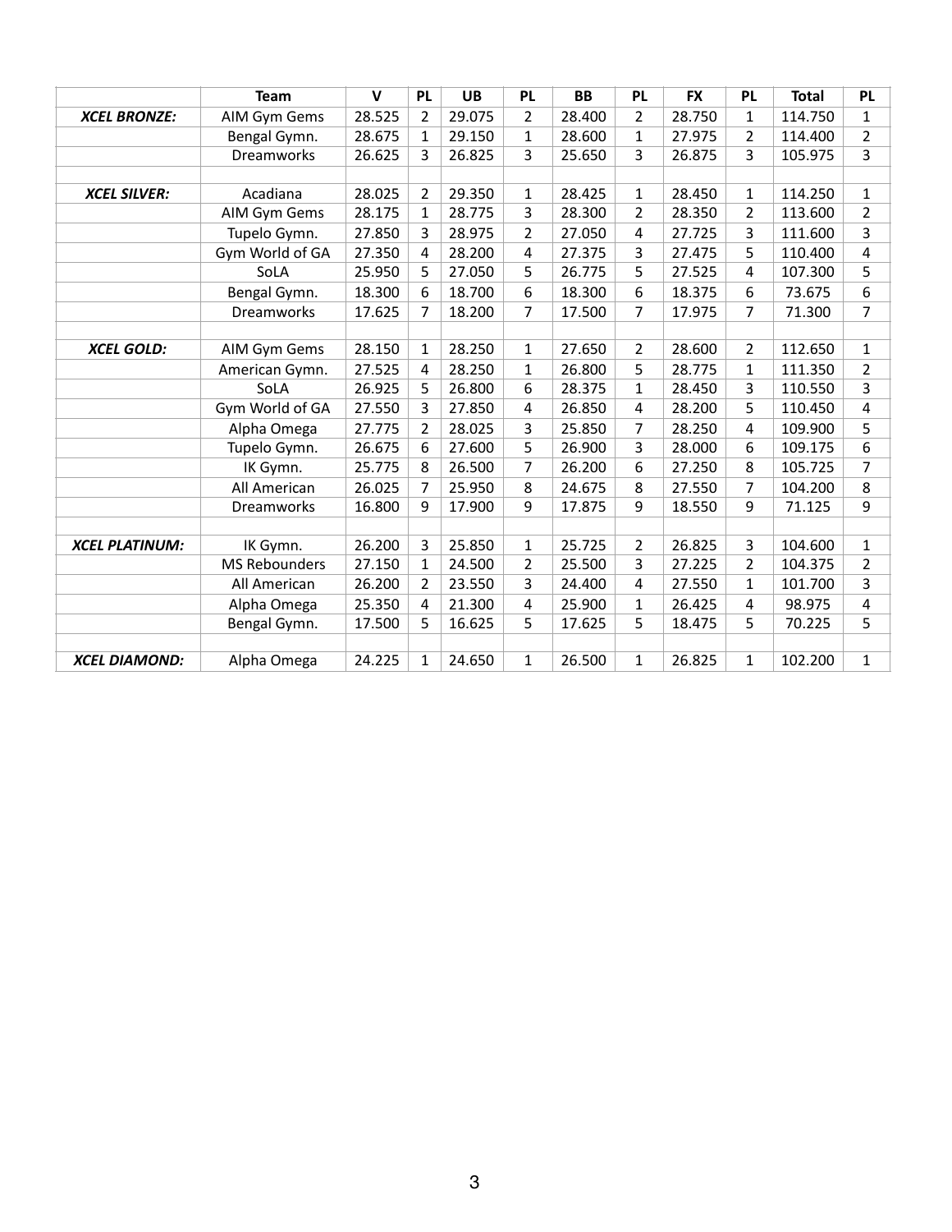| | Team | V | PL | UB | PL | BB | PL | FX | PL | Total | PL |
|---|---|---|---|---|---|---|---|---|---|---|---|
| ***XCEL BRONZE:*** | AIM Gym Gems | 28.525 | 2 | 29.075 | 2 | 28.400 | 2 | 28.750 | 1 | 114.750 | 1 |
| | Bengal Gymn. | 28.675 | 1 | 29.150 | 1 | 28.600 | 1 | 27.975 | 2 | 114.400 | 2 |
| | Dreamworks | 26.625 | 3 | 26.825 | 3 | 25.650 | 3 | 26.875 | 3 | 105.975 | 3 |
| | | | | | | | | | | | |
| ***XCEL SILVER:*** | Acadiana | 28.025 | 2 | 29.350 | 1 | 28.425 | 1 | 28.450 | 1 | 114.250 | 1 |
| | AIM Gym Gems | 28.175 | 1 | 28.775 | 3 | 28.300 | 2 | 28.350 | 2 | 113.600 | 2 |
| | Tupelo Gymn. | 27.850 | 3 | 28.975 | 2 | 27.050 | 4 | 27.725 | 3 | 111.600 | 3 |
| | Gym World of GA | 27.350 | 4 | 28.200 | 4 | 27.375 | 3 | 27.475 | 5 | 110.400 | 4 |
| | SoLA | 25.950 | 5 | 27.050 | 5 | 26.775 | 5 | 27.525 | 4 | 107.300 | 5 |
| | Bengal Gymn. | 18.300 | 6 | 18.700 | 6 | 18.300 | 6 | 18.375 | 6 | 73.675 | 6 |
| | Dreamworks | 17.625 | 7 | 18.200 | 7 | 17.500 | 7 | 17.975 | 7 | 71.300 | 7 |
| | | | | | | | | | | | |
| ***XCEL GOLD:*** | AIM Gym Gems | 28.150 | 1 | 28.250 | 1 | 27.650 | 2 | 28.600 | 2 | 112.650 | 1 |
| | American Gymn. | 27.525 | 4 | 28.250 | 1 | 26.800 | 5 | 28.775 | 1 | 111.350 | 2 |
| | SoLA | 26.925 | 5 | 26.800 | 6 | 28.375 | 1 | 28.450 | 3 | 110.550 | 3 |
| | Gym World of GA | 27.550 | 3 | 27.850 | 4 | 26.850 | 4 | 28.200 | 5 | 110.450 | 4 |
| | Alpha Omega | 27.775 | 2 | 28.025 | 3 | 25.850 | 7 | 28.250 | 4 | 109.900 | 5 |
| | Tupelo Gymn. | 26.675 | 6 | 27.600 | 5 | 26.900 | 3 | 28.000 | 6 | 109.175 | 6 |
| | IK Gymn. | 25.775 | 8 | 26.500 | 7 | 26.200 | 6 | 27.250 | 8 | 105.725 | 7 |
| | All American | 26.025 | 7 | 25.950 | 8 | 24.675 | 8 | 27.550 | 7 | 104.200 | 8 |
| | Dreamworks | 16.800 | 9 | 17.900 | 9 | 17.875 | 9 | 18.550 | 9 | 71.125 | 9 |
| | | | | | | | | | | | |
| ***XCEL PLATINUM:*** | IK Gymn. | 26.200 | 3 | 25.850 | 1 | 25.725 | 2 | 26.825 | 3 | 104.600 | 1 |
| | MS Rebounders | 27.150 | 1 | 24.500 | 2 | 25.500 | 3 | 27.225 | 2 | 104.375 | 2 |
| | All American | 26.200 | 2 | 23.550 | 3 | 24.400 | 4 | 27.550 | 1 | 101.700 | 3 |
| | Alpha Omega | 25.350 | 4 | 21.300 | 4 | 25.900 | 1 | 26.425 | 4 | 98.975 | 4 |
| | Bengal Gymn. | 17.500 | 5 | 16.625 | 5 | 17.625 | 5 | 18.475 | 5 | 70.225 | 5 |
| | | | | | | | | | | | |
| ***XCEL DIAMOND:*** | Alpha Omega | 24.225 | 1 | 24.650 | 1 | 26.500 | 1 | 26.825 | 1 | 102.200 | 1 |